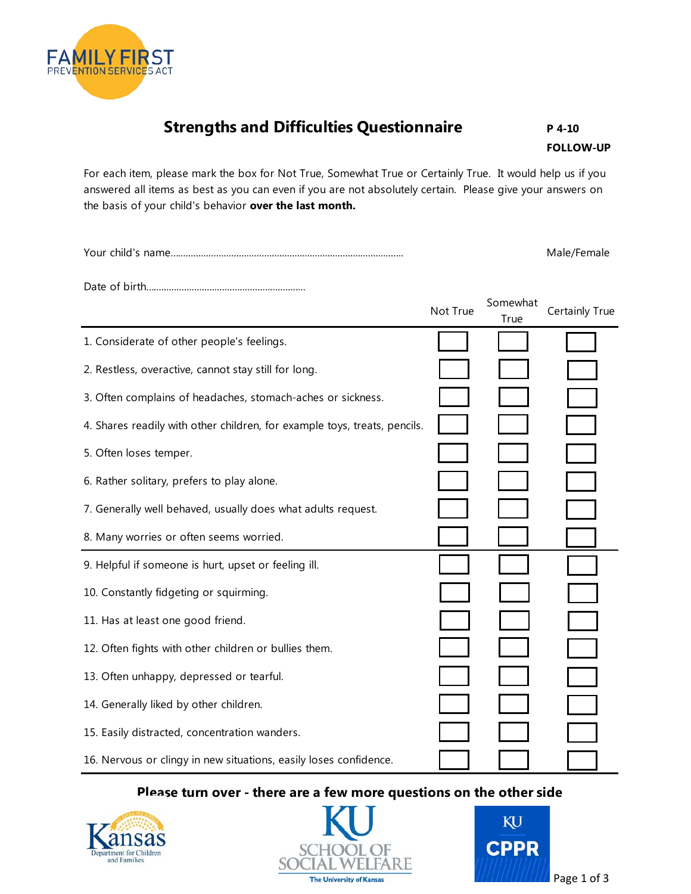# Strengths and Difficulties Questionnaire

**P 4-10**

**FOLLOW-UP**

For each item, please mark the box for Not True, Somewhat True or Certainly True. It would help us if you answered all items as best as you can even if you are not absolutely certain. Please give your answers on the basis of your child's behavior **over the last month.**

Your child's name.............................................................................................. Male/Female

Date of birth..............................................................

| | Not True | Somewhat True | Certainly True |
|---|---|---|---|
| 1. Considerate of other people's feelings. | ☐ | ☐ | ☐ |
| 2. Restless, overactive, cannot stay still for long. | ☐ | ☐ | ☐ |
| 3. Often complains of headaches, stomach-aches or sickness. | ☐ | ☐ | ☐ |
| 4. Shares readily with other children, for example toys, treats, pencils. | ☐ | ☐ | ☐ |
| 5. Often loses temper. | ☐ | ☐ | ☐ |
| 6. Rather solitary, prefers to play alone. | ☐ | ☐ | ☐ |
| 7. Generally well behaved, usually does what adults request. | ☐ | ☐ | ☐ |
| 8. Many worries or often seems worried. | ☐ | ☐ | ☐ |
| 9. Helpful if someone is hurt, upset or feeling ill. | ☐ | ☐ | ☐ |
| 10. Constantly fidgeting or squirming. | ☐ | ☐ | ☐ |
| 11. Has at least one good friend. | ☐ | ☐ | ☐ |
| 12. Often fights with other children or bullies them. | ☐ | ☐ | ☐ |
| 13. Often unhappy, depressed or tearful. | ☐ | ☐ | ☐ |
| 14. Generally liked by other children. | ☐ | ☐ | ☐ |
| 15. Easily distracted, concentration wanders. | ☐ | ☐ | ☐ |
| 16. Nervous or clingy in new situations, easily loses confidence. | ☐ | ☐ | ☐ |

**Please turn over - there are a few more questions on the other side**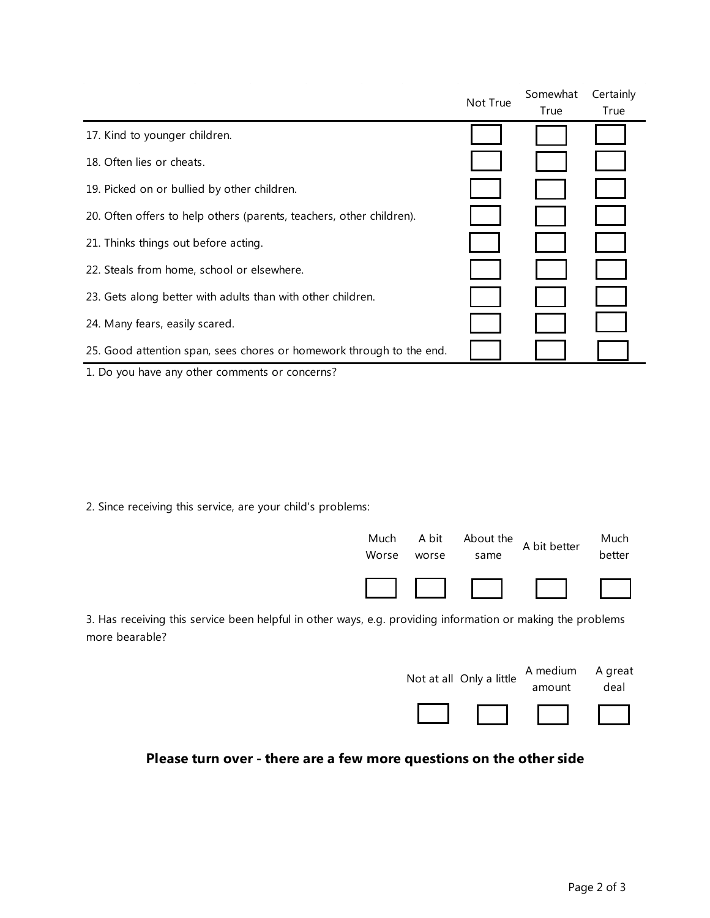| | Not True | Somewhat True | Certainly True |
|---|---|---|---|
| 17. Kind to younger children. | ☐ | ☐ | ☐ |
| 18. Often lies or cheats. | ☐ | ☐ | ☐ |
| 19. Picked on or bullied by other children. | ☐ | ☐ | ☐ |
| 20. Often offers to help others (parents, teachers, other children). | ☐ | ☐ | ☐ |
| 21. Thinks things out before acting. | ☐ | ☐ | ☐ |
| 22. Steals from home, school or elsewhere. | ☐ | ☐ | ☐ |
| 23. Gets along better with adults than with other children. | ☐ | ☐ | ☐ |
| 24. Many fears, easily scared. | ☐ | ☐ | ☐ |
| 25. Good attention span, sees chores or homework through to the end. | ☐ | ☐ | ☐ |

1. Do you have any other comments or concerns?

2. Since receiving this service, are your child's problems:

| Much Worse | A bit worse | About the same | A bit better | Much better |
|---|---|---|---|---|
| ☐ | ☐ | ☐ | ☐ | ☐ |

3. Has receiving this service been helpful in other ways, e.g. providing information or making the problems more bearable?

| Not at all | Only a little | A medium amount | A great deal |
|---|---|---|---|
| ☐ | ☐ | ☐ | ☐ |

**Please turn over - there are a few more questions on the other side**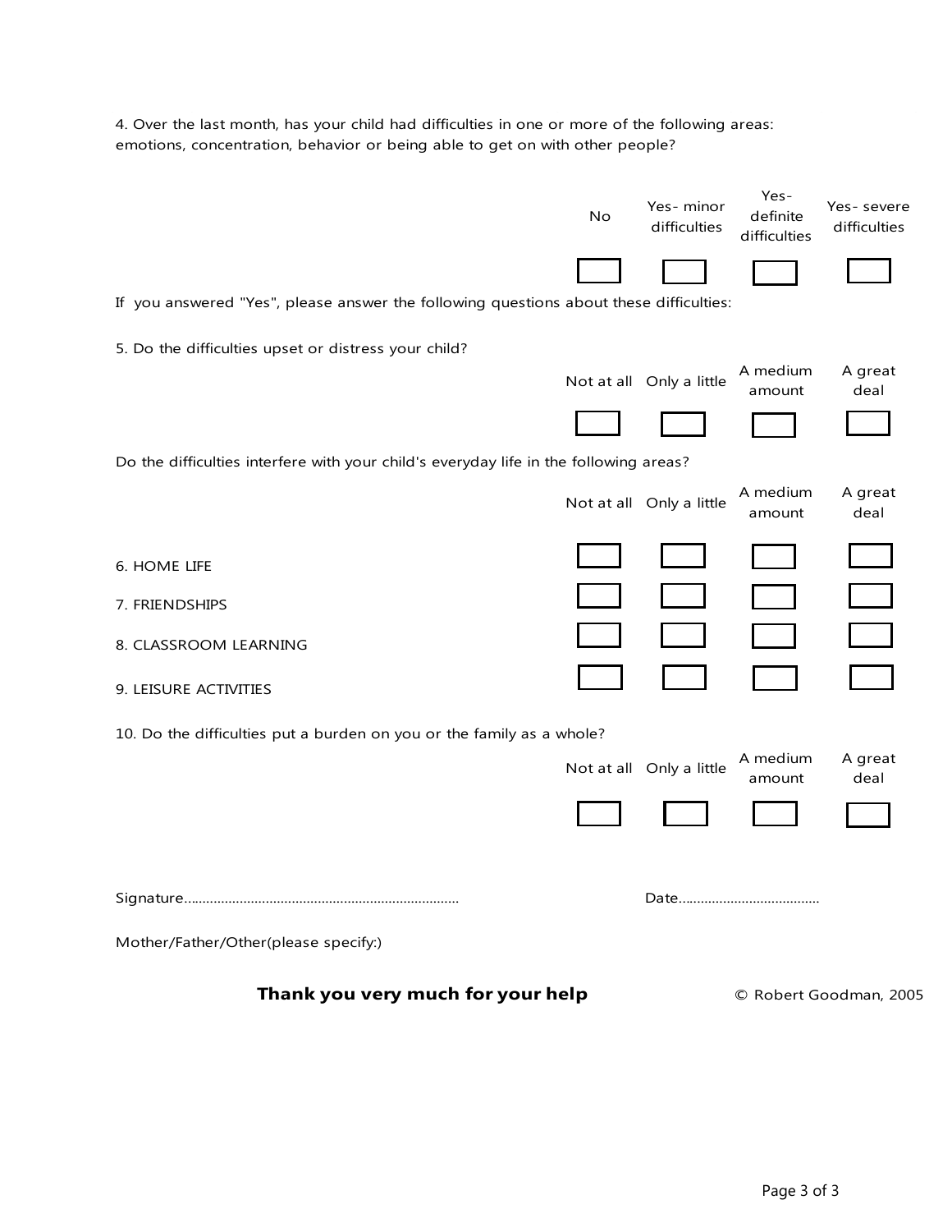4. Over the last month, has your child had difficulties in one or more of the following areas: emotions, concentration, behavior or being able to get on with other people?

| No | Yes- minor difficulties | Yes- definite difficulties | Yes- severe difficulties |
|---|---|---|---|
| ☐ | ☐ | ☐ | ☐ |

If you answered "Yes", please answer the following questions about these difficulties:

5. Do the difficulties upset or distress your child?

| Not at all | Only a little | A medium amount | A great deal |
|---|---|---|---|
| ☐ | ☐ | ☐ | ☐ |

Do the difficulties interfere with your child's everyday life in the following areas?

| | Not at all | Only a little | A medium amount | A great deal |
|---|---|---|---|---|
| 6. HOME LIFE | ☐ | ☐ | ☐ | ☐ |
| 7. FRIENDSHIPS | ☐ | ☐ | ☐ | ☐ |
| 8. CLASSROOM LEARNING | ☐ | ☐ | ☐ | ☐ |
| 9. LEISURE ACTIVITIES | ☐ | ☐ | ☐ | ☐ |

10. Do the difficulties put a burden on you or the family as a whole?

| Not at all | Only a little | A medium amount | A great deal |
|---|---|---|---|
| ☐ | ☐ | ☐ | ☐ |

Signature.........................................................................  Date......................................

Mother/Father/Other(please specify:)

**Thank you very much for your help**

© Robert Goodman, 2005